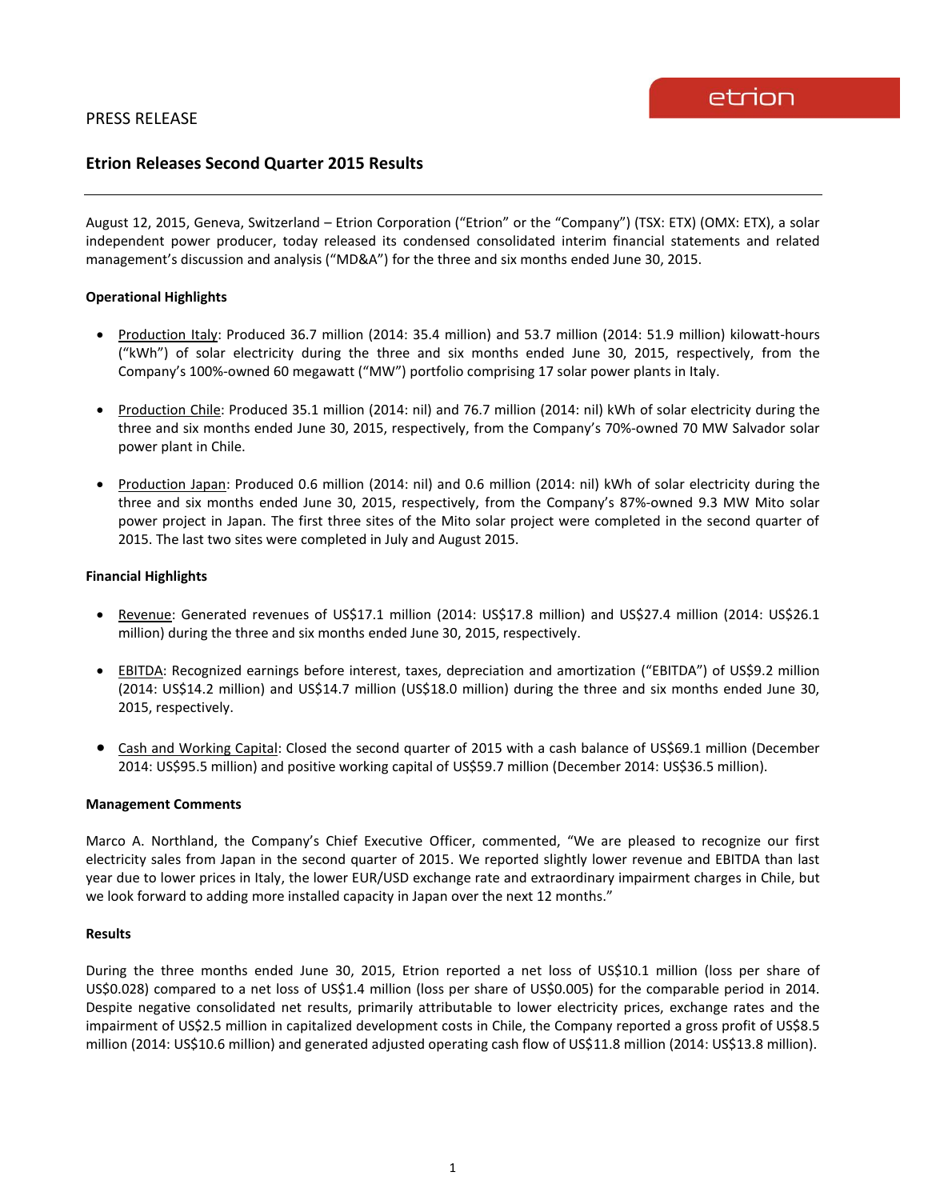PRESS RELEASE

## Etrion Releases Second Quarter 2015 Results

August 12, 2015, Geneva, Switzerland – Etrion Corporation ("Etrion" or the "Company") (TSX: ETX) (OMX: ETX), a solar independent power producer, today released its condensed consolidated interim financial statements and related management's discussion and analysis ("MD&A") for the three and six months ended June 30, 2015.

### Operational Highlights

- Production Italy: Produced 36.7 million (2014: 35.4 million) and 53.7 million (2014: 51.9 million) kilowatt-hours ("kWh") of solar electricity during the three and six months ended June 30, 2015, respectively, from the Company's 100%-owned 60 megawatt ("MW") portfolio comprising 17 solar power plants in Italy.

- Production Chile: Produced 35.1 million (2014: nil) and 76.7 million (2014: nil) kWh of solar electricity during the three and six months ended June 30, 2015, respectively, from the Company's 70%-owned 70 MW Salvador solar power plant in Chile.

- Production Japan: Produced 0.6 million (2014: nil) and 0.6 million (2014: nil) kWh of solar electricity during the three and six months ended June 30, 2015, respectively, from the Company's 87%-owned 9.3 MW Mito solar power project in Japan. The first three sites of the Mito solar project were completed in the second quarter of 2015. The last two sites were completed in July and August 2015.

### Financial Highlights

- Revenue: Generated revenues of US$17.1 million (2014: US$17.8 million) and US$27.4 million (2014: US$26.1 million) during the three and six months ended June 30, 2015, respectively.

- EBITDA: Recognized earnings before interest, taxes, depreciation and amortization ("EBITDA") of US$9.2 million (2014: US$14.2 million) and US$14.7 million (US$18.0 million) during the three and six months ended June 30, 2015, respectively.

- Cash and Working Capital: Closed the second quarter of 2015 with a cash balance of US$69.1 million (December 2014: US$95.5 million) and positive working capital of US$59.7 million (December 2014: US$36.5 million).

### Management Comments

Marco A. Northland, the Company's Chief Executive Officer, commented, "We are pleased to recognize our first electricity sales from Japan in the second quarter of 2015. We reported slightly lower revenue and EBITDA than last year due to lower prices in Italy, the lower EUR/USD exchange rate and extraordinary impairment charges in Chile, but we look forward to adding more installed capacity in Japan over the next 12 months."

### Results

During the three months ended June 30, 2015, Etrion reported a net loss of US$10.1 million (loss per share of US$0.028) compared to a net loss of US$1.4 million (loss per share of US$0.005) for the comparable period in 2014. Despite negative consolidated net results, primarily attributable to lower electricity prices, exchange rates and the impairment of US$2.5 million in capitalized development costs in Chile, the Company reported a gross profit of US$8.5 million (2014: US$10.6 million) and generated adjusted operating cash flow of US$11.8 million (2014: US$13.8 million).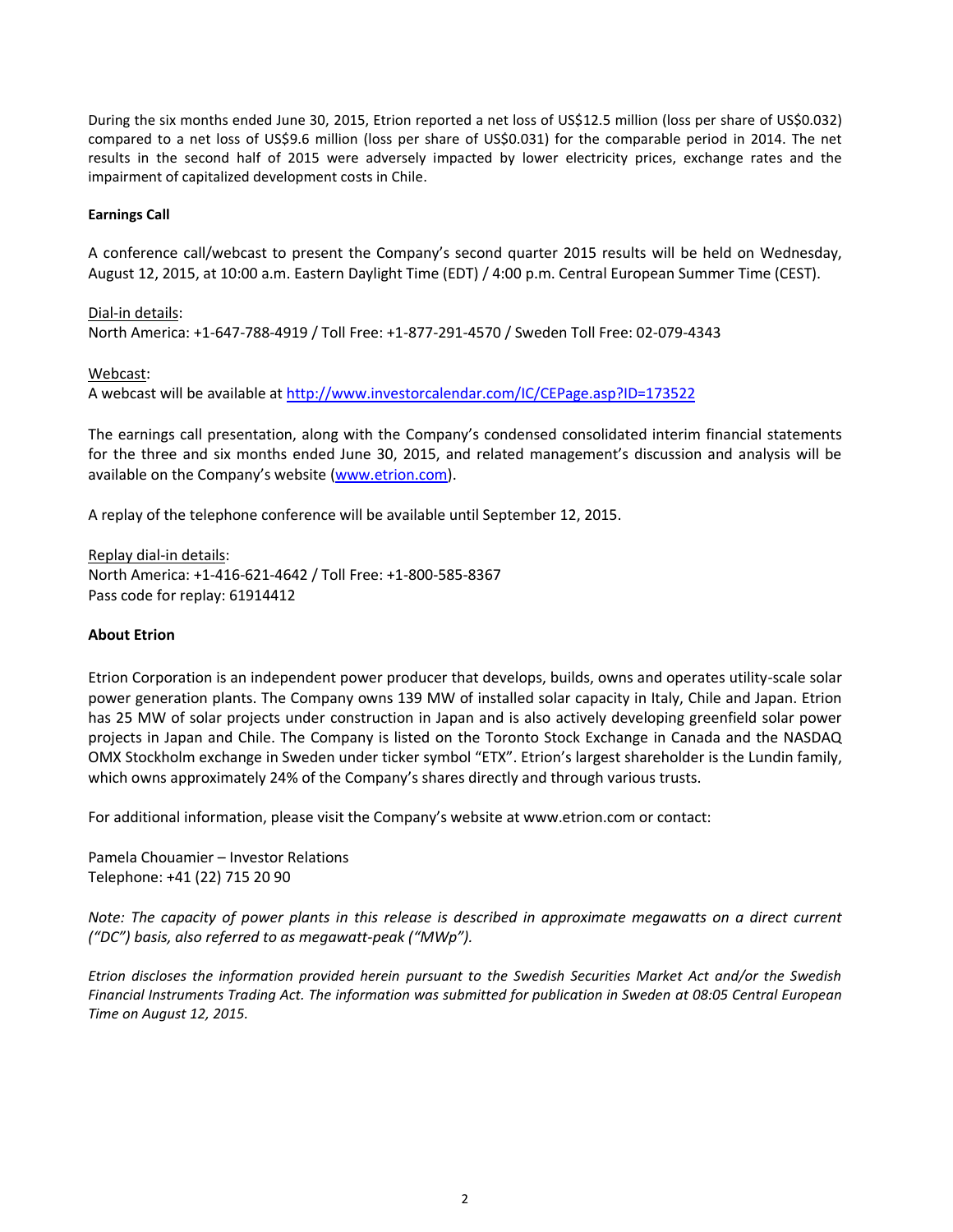During the six months ended June 30, 2015, Etrion reported a net loss of US$12.5 million (loss per share of US$0.032) compared to a net loss of US$9.6 million (loss per share of US$0.031) for the comparable period in 2014. The net results in the second half of 2015 were adversely impacted by lower electricity prices, exchange rates and the impairment of capitalized development costs in Chile.

**Earnings Call**

A conference call/webcast to present the Company's second quarter 2015 results will be held on Wednesday, August 12, 2015, at 10:00 a.m. Eastern Daylight Time (EDT) / 4:00 p.m. Central European Summer Time (CEST).

Dial-in details:
North America: +1-647-788-4919 / Toll Free: +1-877-291-4570 / Sweden Toll Free: 02-079-4343

Webcast:
A webcast will be available at [http://www.investorcalendar.com/IC/CEPage.asp?ID=173522](http://www.investorcalendar.com/IC/CEPage.asp?ID=173522)

The earnings call presentation, along with the Company's condensed consolidated interim financial statements for the three and six months ended June 30, 2015, and related management's discussion and analysis will be available on the Company's website ([www.etrion.com](www.etrion.com)).

A replay of the telephone conference will be available until September 12, 2015.

Replay dial-in details:
North America: +1-416-621-4642 / Toll Free: +1-800-585-8367
Pass code for replay: 61914412

**About Etrion**

Etrion Corporation is an independent power producer that develops, builds, owns and operates utility-scale solar power generation plants. The Company owns 139 MW of installed solar capacity in Italy, Chile and Japan. Etrion has 25 MW of solar projects under construction in Japan and is also actively developing greenfield solar power projects in Japan and Chile. The Company is listed on the Toronto Stock Exchange in Canada and the NASDAQ OMX Stockholm exchange in Sweden under ticker symbol "ETX". Etrion's largest shareholder is the Lundin family, which owns approximately 24% of the Company's shares directly and through various trusts.

For additional information, please visit the Company's website at www.etrion.com or contact:

Pamela Chouamier – Investor Relations
Telephone: +41 (22) 715 20 90

*Note: The capacity of power plants in this release is described in approximate megawatts on a direct current ("DC") basis, also referred to as megawatt-peak ("MWp").*

*Etrion discloses the information provided herein pursuant to the Swedish Securities Market Act and/or the Swedish Financial Instruments Trading Act. The information was submitted for publication in Sweden at 08:05 Central European Time on August 12, 2015.*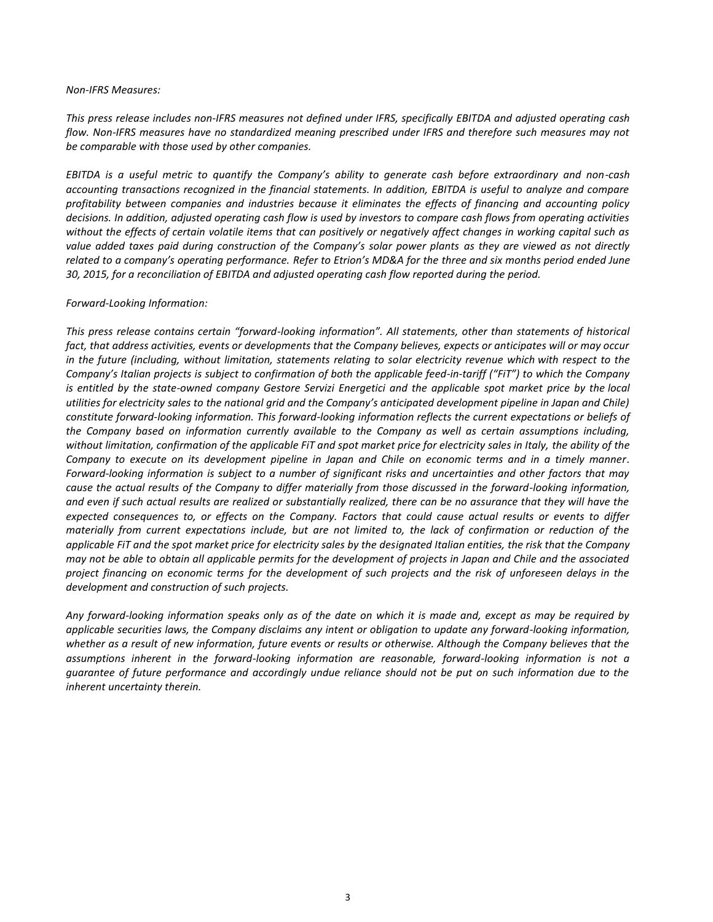*Non-IFRS Measures:*

*This press release includes non-IFRS measures not defined under IFRS, specifically EBITDA and adjusted operating cash flow. Non-IFRS measures have no standardized meaning prescribed under IFRS and therefore such measures may not be comparable with those used by other companies.*

*EBITDA is a useful metric to quantify the Company's ability to generate cash before extraordinary and non-cash accounting transactions recognized in the financial statements. In addition, EBITDA is useful to analyze and compare profitability between companies and industries because it eliminates the effects of financing and accounting policy decisions. In addition, adjusted operating cash flow is used by investors to compare cash flows from operating activities without the effects of certain volatile items that can positively or negatively affect changes in working capital such as value added taxes paid during construction of the Company's solar power plants as they are viewed as not directly related to a company's operating performance. Refer to Etrion's MD&A for the three and six months period ended June 30, 2015, for a reconciliation of EBITDA and adjusted operating cash flow reported during the period.*

*Forward-Looking Information:*

*This press release contains certain "forward-looking information". All statements, other than statements of historical fact, that address activities, events or developments that the Company believes, expects or anticipates will or may occur in the future (including, without limitation, statements relating to solar electricity revenue which with respect to the Company's Italian projects is subject to confirmation of both the applicable feed-in-tariff ("FiT") to which the Company is entitled by the state-owned company Gestore Servizi Energetici and the applicable spot market price by the local utilities for electricity sales to the national grid and the Company's anticipated development pipeline in Japan and Chile) constitute forward-looking information. This forward-looking information reflects the current expectations or beliefs of the Company based on information currently available to the Company as well as certain assumptions including, without limitation, confirmation of the applicable FiT and spot market price for electricity sales in Italy, the ability of the Company to execute on its development pipeline in Japan and Chile on economic terms and in a timely manner. Forward-looking information is subject to a number of significant risks and uncertainties and other factors that may cause the actual results of the Company to differ materially from those discussed in the forward-looking information, and even if such actual results are realized or substantially realized, there can be no assurance that they will have the expected consequences to, or effects on the Company. Factors that could cause actual results or events to differ materially from current expectations include, but are not limited to, the lack of confirmation or reduction of the applicable FiT and the spot market price for electricity sales by the designated Italian entities, the risk that the Company may not be able to obtain all applicable permits for the development of projects in Japan and Chile and the associated project financing on economic terms for the development of such projects and the risk of unforeseen delays in the development and construction of such projects.*

*Any forward-looking information speaks only as of the date on which it is made and, except as may be required by applicable securities laws, the Company disclaims any intent or obligation to update any forward-looking information, whether as a result of new information, future events or results or otherwise. Although the Company believes that the assumptions inherent in the forward-looking information are reasonable, forward-looking information is not a guarantee of future performance and accordingly undue reliance should not be put on such information due to the inherent uncertainty therein.*